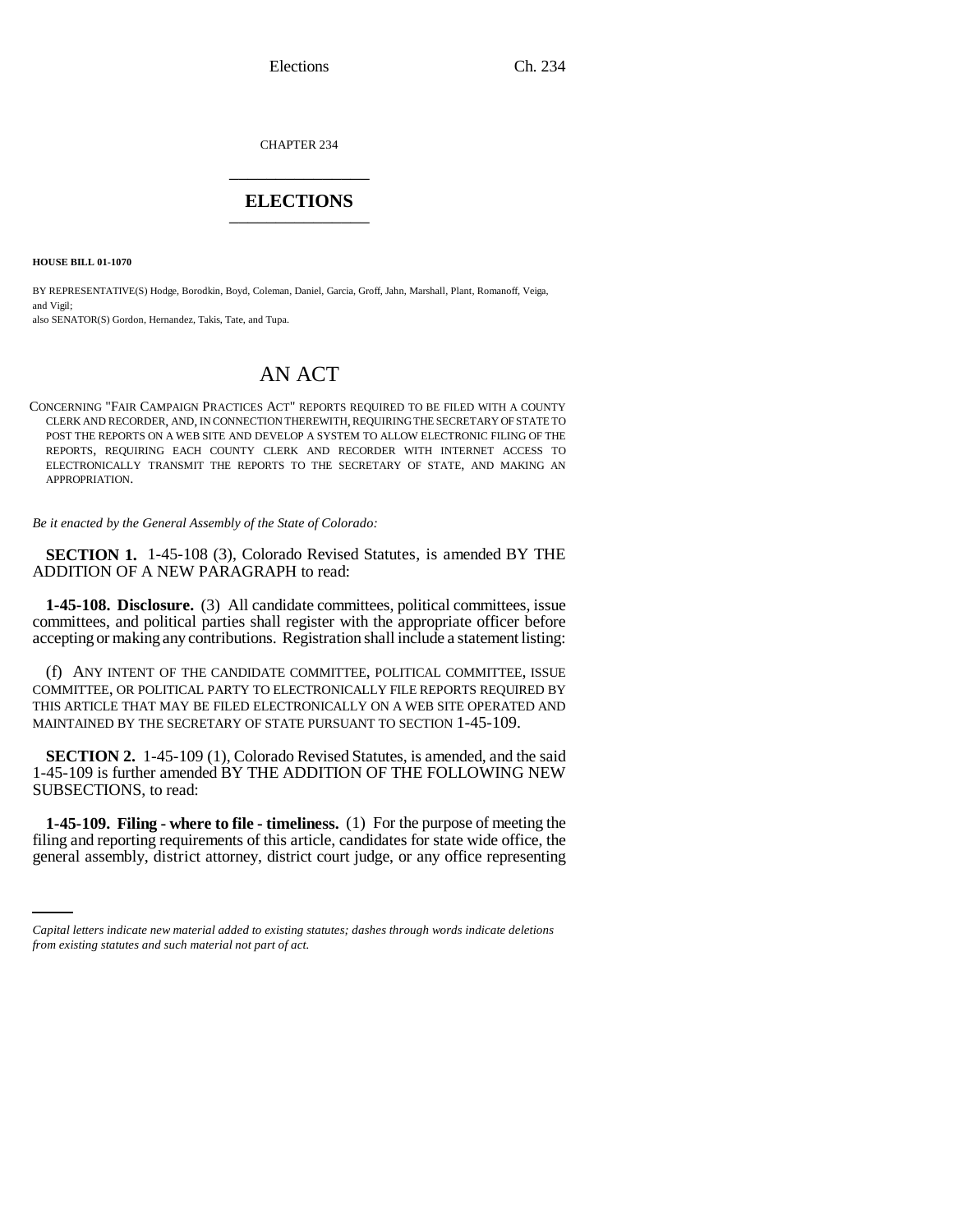CHAPTER 234

# ELECTIONS

**HOUSE BILL 01-1070**

BY REPRESENTATIVE(S) Hodge, Borodkin, Boyd, Coleman, Daniel, Garcia, Groff, Jahn, Marshall, Plant, Romanoff, Veiga, and Vigil;
also SENATOR(S) Gordon, Hernandez, Takis, Tate, and Tupa.

## AN ACT

CONCERNING "FAIR CAMPAIGN PRACTICES ACT" REPORTS REQUIRED TO BE FILED WITH A COUNTY CLERK AND RECORDER, AND, IN CONNECTION THEREWITH, REQUIRING THE SECRETARY OF STATE TO POST THE REPORTS ON A WEB SITE AND DEVELOP A SYSTEM TO ALLOW ELECTRONIC FILING OF THE REPORTS, REQUIRING EACH COUNTY CLERK AND RECORDER WITH INTERNET ACCESS TO ELECTRONICALLY TRANSMIT THE REPORTS TO THE SECRETARY OF STATE, AND MAKING AN APPROPRIATION.

*Be it enacted by the General Assembly of the State of Colorado:*

**SECTION 1.** 1-45-108 (3), Colorado Revised Statutes, is amended BY THE ADDITION OF A NEW PARAGRAPH to read:

**1-45-108. Disclosure.** (3) All candidate committees, political committees, issue committees, and political parties shall register with the appropriate officer before accepting or making any contributions. Registration shall include a statement listing:

(f) ANY INTENT OF THE CANDIDATE COMMITTEE, POLITICAL COMMITTEE, ISSUE COMMITTEE, OR POLITICAL PARTY TO ELECTRONICALLY FILE REPORTS REQUIRED BY THIS ARTICLE THAT MAY BE FILED ELECTRONICALLY ON A WEB SITE OPERATED AND MAINTAINED BY THE SECRETARY OF STATE PURSUANT TO SECTION 1-45-109.

**SECTION 2.** 1-45-109 (1), Colorado Revised Statutes, is amended, and the said 1-45-109 is further amended BY THE ADDITION OF THE FOLLOWING NEW SUBSECTIONS, to read:

**1-45-109. Filing - where to file - timeliness.** (1) For the purpose of meeting the filing and reporting requirements of this article, candidates for state wide office, the general assembly, district attorney, district court judge, or any office representing

*Capital letters indicate new material added to existing statutes; dashes through words indicate deletions from existing statutes and such material not part of act.*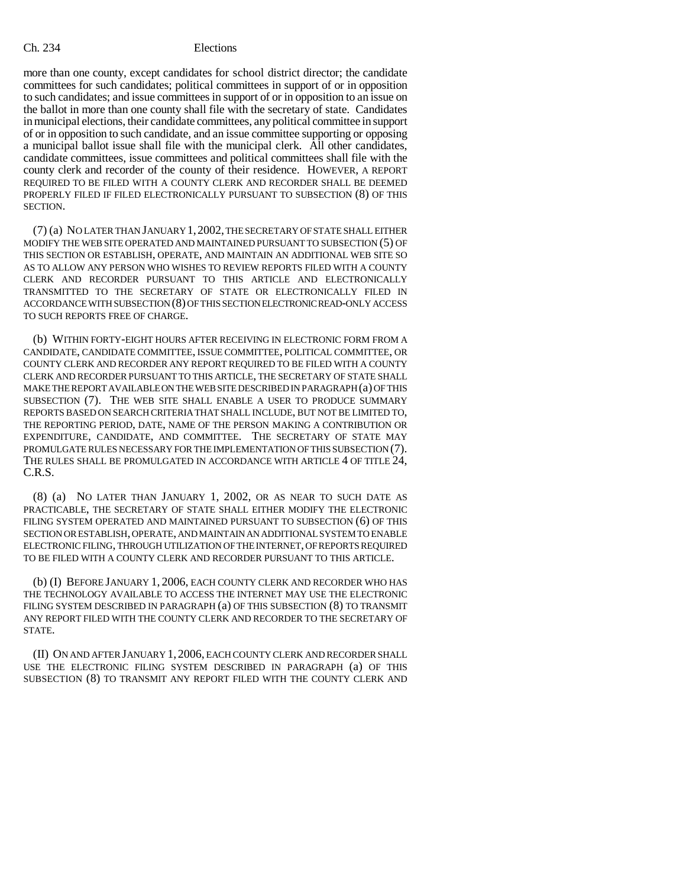more than one county, except candidates for school district director; the candidate committees for such candidates; political committees in support of or in opposition to such candidates; and issue committees in support of or in opposition to an issue on the ballot in more than one county shall file with the secretary of state. Candidates in municipal elections, their candidate committees, any political committee in support of or in opposition to such candidate, and an issue committee supporting or opposing a municipal ballot issue shall file with the municipal clerk. All other candidates, candidate committees, issue committees and political committees shall file with the county clerk and recorder of the county of their residence. HOWEVER, A REPORT REQUIRED TO BE FILED WITH A COUNTY CLERK AND RECORDER SHALL BE DEEMED PROPERLY FILED IF FILED ELECTRONICALLY PURSUANT TO SUBSECTION (8) OF THIS SECTION.

(7) (a) NO LATER THAN JANUARY 1, 2002, THE SECRETARY OF STATE SHALL EITHER MODIFY THE WEB SITE OPERATED AND MAINTAINED PURSUANT TO SUBSECTION (5) OF THIS SECTION OR ESTABLISH, OPERATE, AND MAINTAIN AN ADDITIONAL WEB SITE SO AS TO ALLOW ANY PERSON WHO WISHES TO REVIEW REPORTS FILED WITH A COUNTY CLERK AND RECORDER PURSUANT TO THIS ARTICLE AND ELECTRONICALLY TRANSMITTED TO THE SECRETARY OF STATE OR ELECTRONICALLY FILED IN ACCORDANCE WITH SUBSECTION (8) OF THIS SECTION ELECTRONIC READ-ONLY ACCESS TO SUCH REPORTS FREE OF CHARGE.

(b) WITHIN FORTY-EIGHT HOURS AFTER RECEIVING IN ELECTRONIC FORM FROM A CANDIDATE, CANDIDATE COMMITTEE, ISSUE COMMITTEE, POLITICAL COMMITTEE, OR COUNTY CLERK AND RECORDER ANY REPORT REQUIRED TO BE FILED WITH A COUNTY CLERK AND RECORDER PURSUANT TO THIS ARTICLE, THE SECRETARY OF STATE SHALL MAKE THE REPORT AVAILABLE ON THE WEB SITE DESCRIBED IN PARAGRAPH (a) OF THIS SUBSECTION (7). THE WEB SITE SHALL ENABLE A USER TO PRODUCE SUMMARY REPORTS BASED ON SEARCH CRITERIA THAT SHALL INCLUDE, BUT NOT BE LIMITED TO, THE REPORTING PERIOD, DATE, NAME OF THE PERSON MAKING A CONTRIBUTION OR EXPENDITURE, CANDIDATE, AND COMMITTEE. THE SECRETARY OF STATE MAY PROMULGATE RULES NECESSARY FOR THE IMPLEMENTATION OF THIS SUBSECTION (7). THE RULES SHALL BE PROMULGATED IN ACCORDANCE WITH ARTICLE 4 OF TITLE 24, C.R.S.

(8) (a) NO LATER THAN JANUARY 1, 2002, OR AS NEAR TO SUCH DATE AS PRACTICABLE, THE SECRETARY OF STATE SHALL EITHER MODIFY THE ELECTRONIC FILING SYSTEM OPERATED AND MAINTAINED PURSUANT TO SUBSECTION (6) OF THIS SECTION OR ESTABLISH, OPERATE, AND MAINTAIN AN ADDITIONAL SYSTEM TO ENABLE ELECTRONIC FILING, THROUGH UTILIZATION OF THE INTERNET, OF REPORTS REQUIRED TO BE FILED WITH A COUNTY CLERK AND RECORDER PURSUANT TO THIS ARTICLE.

(b) (I) BEFORE JANUARY 1, 2006, EACH COUNTY CLERK AND RECORDER WHO HAS THE TECHNOLOGY AVAILABLE TO ACCESS THE INTERNET MAY USE THE ELECTRONIC FILING SYSTEM DESCRIBED IN PARAGRAPH (a) OF THIS SUBSECTION (8) TO TRANSMIT ANY REPORT FILED WITH THE COUNTY CLERK AND RECORDER TO THE SECRETARY OF STATE.

(II) ON AND AFTER JANUARY 1, 2006, EACH COUNTY CLERK AND RECORDER SHALL USE THE ELECTRONIC FILING SYSTEM DESCRIBED IN PARAGRAPH (a) OF THIS SUBSECTION (8) TO TRANSMIT ANY REPORT FILED WITH THE COUNTY CLERK AND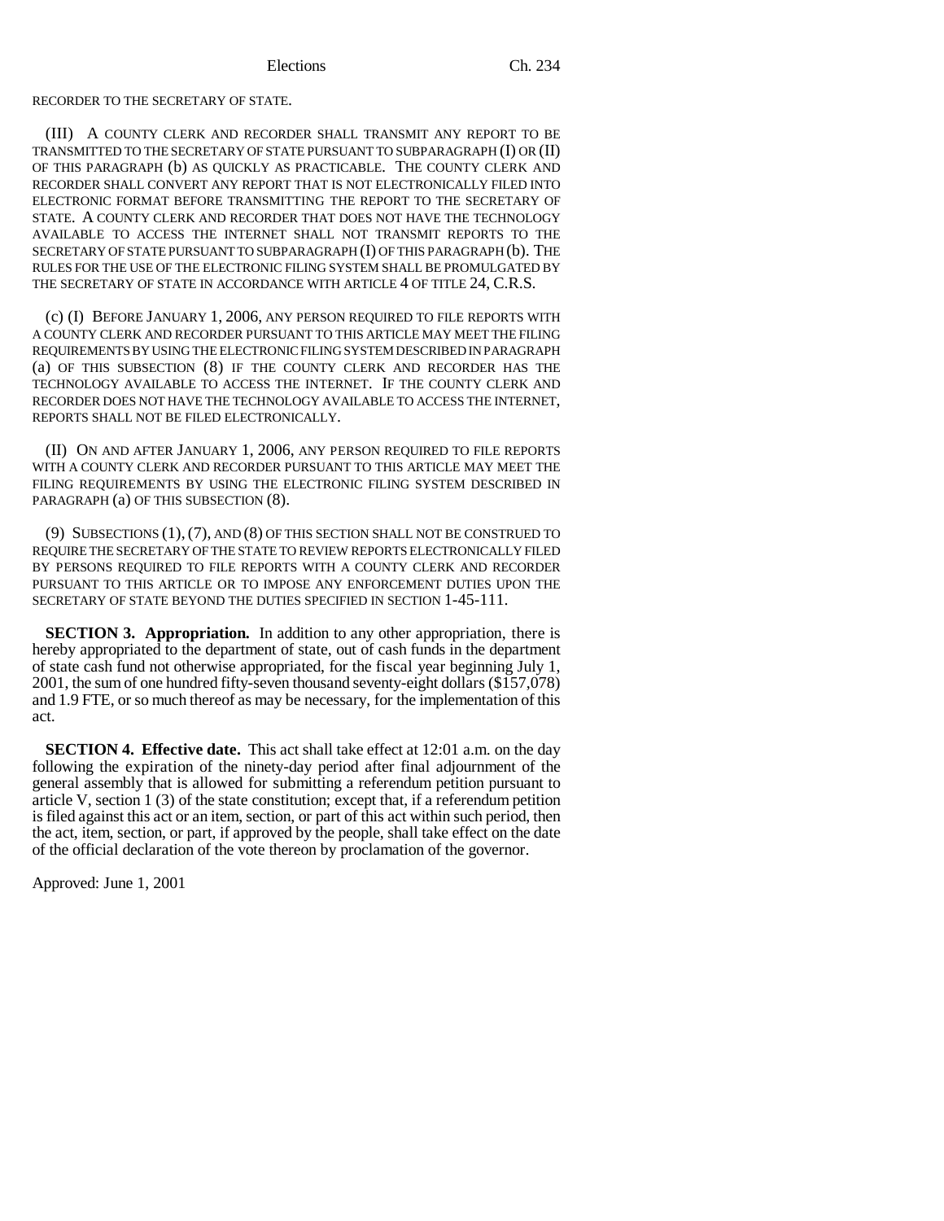RECORDER TO THE SECRETARY OF STATE.

(III) A COUNTY CLERK AND RECORDER SHALL TRANSMIT ANY REPORT TO BE TRANSMITTED TO THE SECRETARY OF STATE PURSUANT TO SUBPARAGRAPH (I) OR (II) OF THIS PARAGRAPH (b) AS QUICKLY AS PRACTICABLE. THE COUNTY CLERK AND RECORDER SHALL CONVERT ANY REPORT THAT IS NOT ELECTRONICALLY FILED INTO ELECTRONIC FORMAT BEFORE TRANSMITTING THE REPORT TO THE SECRETARY OF STATE. A COUNTY CLERK AND RECORDER THAT DOES NOT HAVE THE TECHNOLOGY AVAILABLE TO ACCESS THE INTERNET SHALL NOT TRANSMIT REPORTS TO THE SECRETARY OF STATE PURSUANT TO SUBPARAGRAPH (I) OF THIS PARAGRAPH (b). THE RULES FOR THE USE OF THE ELECTRONIC FILING SYSTEM SHALL BE PROMULGATED BY THE SECRETARY OF STATE IN ACCORDANCE WITH ARTICLE 4 OF TITLE 24, C.R.S.

(c) (I) BEFORE JANUARY 1, 2006, ANY PERSON REQUIRED TO FILE REPORTS WITH A COUNTY CLERK AND RECORDER PURSUANT TO THIS ARTICLE MAY MEET THE FILING REQUIREMENTS BY USING THE ELECTRONIC FILING SYSTEM DESCRIBED IN PARAGRAPH (a) OF THIS SUBSECTION (8) IF THE COUNTY CLERK AND RECORDER HAS THE TECHNOLOGY AVAILABLE TO ACCESS THE INTERNET. IF THE COUNTY CLERK AND RECORDER DOES NOT HAVE THE TECHNOLOGY AVAILABLE TO ACCESS THE INTERNET, REPORTS SHALL NOT BE FILED ELECTRONICALLY.

(II) ON AND AFTER JANUARY 1, 2006, ANY PERSON REQUIRED TO FILE REPORTS WITH A COUNTY CLERK AND RECORDER PURSUANT TO THIS ARTICLE MAY MEET THE FILING REQUIREMENTS BY USING THE ELECTRONIC FILING SYSTEM DESCRIBED IN PARAGRAPH (a) OF THIS SUBSECTION (8).

(9) SUBSECTIONS (1), (7), AND (8) OF THIS SECTION SHALL NOT BE CONSTRUED TO REQUIRE THE SECRETARY OF THE STATE TO REVIEW REPORTS ELECTRONICALLY FILED BY PERSONS REQUIRED TO FILE REPORTS WITH A COUNTY CLERK AND RECORDER PURSUANT TO THIS ARTICLE OR TO IMPOSE ANY ENFORCEMENT DUTIES UPON THE SECRETARY OF STATE BEYOND THE DUTIES SPECIFIED IN SECTION 1-45-111.

**SECTION 3. Appropriation.** In addition to any other appropriation, there is hereby appropriated to the department of state, out of cash funds in the department of state cash fund not otherwise appropriated, for the fiscal year beginning July 1, 2001, the sum of one hundred fifty-seven thousand seventy-eight dollars ($157,078) and 1.9 FTE, or so much thereof as may be necessary, for the implementation of this act.

**SECTION 4. Effective date.** This act shall take effect at 12:01 a.m. on the day following the expiration of the ninety-day period after final adjournment of the general assembly that is allowed for submitting a referendum petition pursuant to article V, section 1 (3) of the state constitution; except that, if a referendum petition is filed against this act or an item, section, or part of this act within such period, then the act, item, section, or part, if approved by the people, shall take effect on the date of the official declaration of the vote thereon by proclamation of the governor.

Approved: June 1, 2001